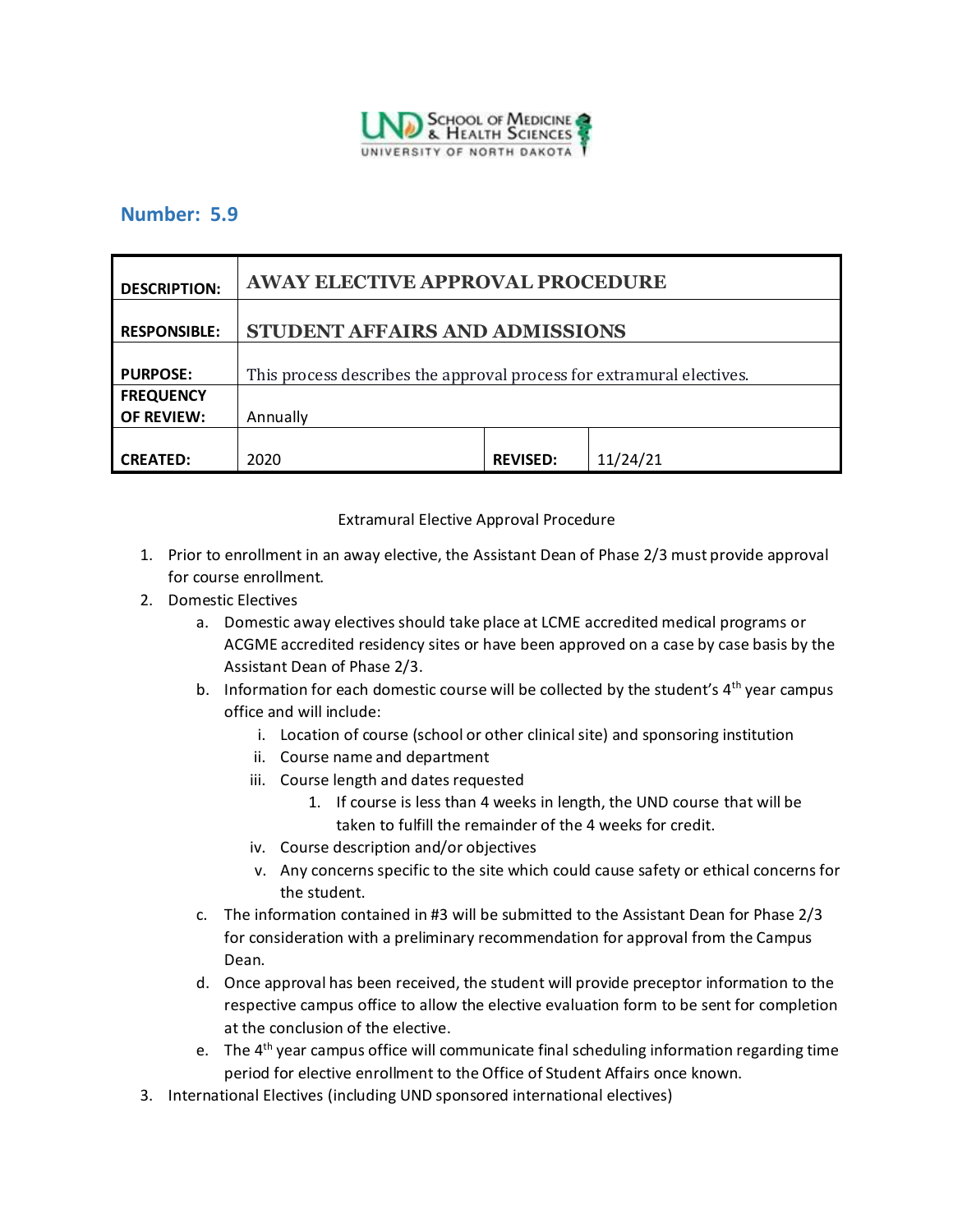UND School of Medicine & Health Sciences
UNIVERSITY OF NORTH DAKOTA

## Number: 5.9

| DESCRIPTION: | AWAY ELECTIVE APPROVAL PROCEDURE | | |
|---|---|---|---|
| RESPONSIBLE: | STUDENT AFFAIRS AND ADMISSIONS | | |
| PURPOSE: | This process describes the approval process for extramural electives. | | |
| FREQUENCY OF REVIEW: | Annually | | |
| CREATED: | 2020 | REVISED: | 11/24/21 |

Extramural Elective Approval Procedure

1. Prior to enrollment in an away elective, the Assistant Dean of Phase 2/3 must provide approval for course enrollment.
2. Domestic Electives
   a. Domestic away electives should take place at LCME accredited medical programs or ACGME accredited residency sites or have been approved on a case by case basis by the Assistant Dean of Phase 2/3.
   b. Information for each domestic course will be collected by the student's 4th year campus office and will include:
      i. Location of course (school or other clinical site) and sponsoring institution
      ii. Course name and department
      iii. Course length and dates requested
         1. If course is less than 4 weeks in length, the UND course that will be taken to fulfill the remainder of the 4 weeks for credit.
      iv. Course description and/or objectives
      v. Any concerns specific to the site which could cause safety or ethical concerns for the student.
   c. The information contained in #3 will be submitted to the Assistant Dean for Phase 2/3 for consideration with a preliminary recommendation for approval from the Campus Dean.
   d. Once approval has been received, the student will provide preceptor information to the respective campus office to allow the elective evaluation form to be sent for completion at the conclusion of the elective.
   e. The 4th year campus office will communicate final scheduling information regarding time period for elective enrollment to the Office of Student Affairs once known.
3. International Electives (including UND sponsored international electives)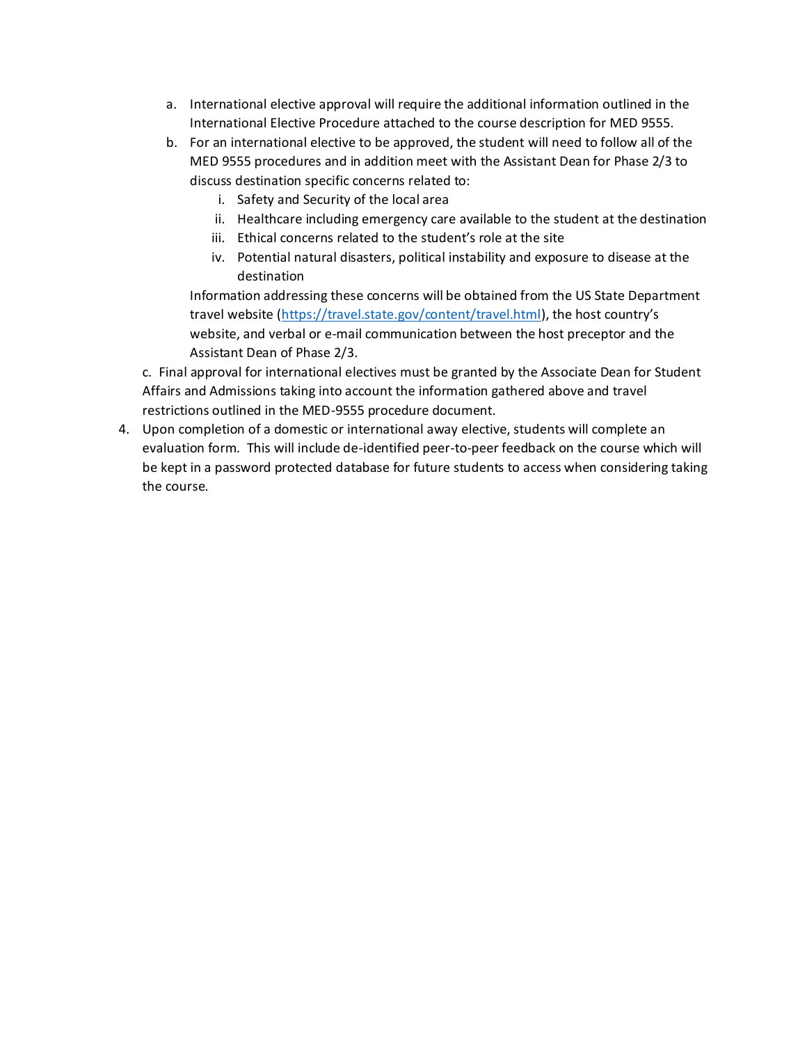a. International elective approval will require the additional information outlined in the International Elective Procedure attached to the course description for MED 9555.
   b. For an international elective to be approved, the student will need to follow all of the MED 9555 procedures and in addition meet with the Assistant Dean for Phase 2/3 to discuss destination specific concerns related to:
      i. Safety and Security of the local area
      ii. Healthcare including emergency care available to the student at the destination
      iii. Ethical concerns related to the student's role at the site
      iv. Potential natural disasters, political instability and exposure to disease at the destination

      Information addressing these concerns will be obtained from the US State Department travel website ([https://travel.state.gov/content/travel.html](https://travel.state.gov/content/travel.html)), the host country's website, and verbal or e-mail communication between the host preceptor and the Assistant Dean of Phase 2/3.

   c. Final approval for international electives must be granted by the Associate Dean for Student Affairs and Admissions taking into account the information gathered above and travel restrictions outlined in the MED-9555 procedure document.

4. Upon completion of a domestic or international away elective, students will complete an evaluation form. This will include de-identified peer-to-peer feedback on the course which will be kept in a password protected database for future students to access when considering taking the course.